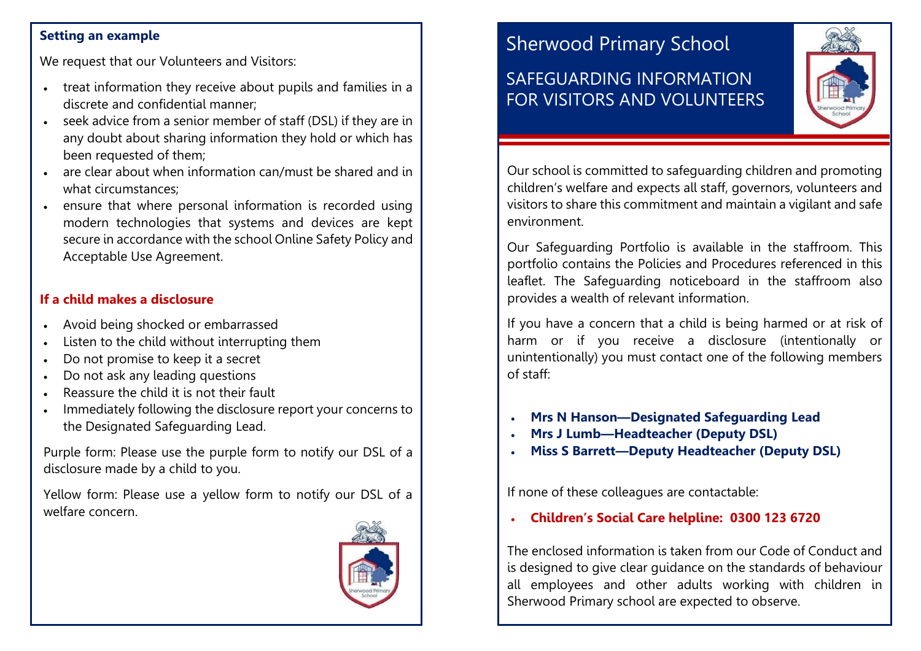### Setting an example

We request that our Volunteers and Visitors:

- treat information they receive about pupils and families in a discrete and confidential manner;
- seek advice from a senior member of staff (DSL) if they are in any doubt about sharing information they hold or which has been requested of them;
- are clear about when information can/must be shared and in what circumstances;
- ensure that where personal information is recorded using modern technologies that systems and devices are kept secure in accordance with the school Online Safety Policy and Acceptable Use Agreement.

### If a child makes a disclosure

- Avoid being shocked or embarrassed
- Listen to the child without interrupting them
- Do not promise to keep it a secret
- Do not ask any leading questions
- Reassure the child it is not their fault
- Immediately following the disclosure report your concerns to the Designated Safeguarding Lead.

Purple form: Please use the purple form to notify our DSL of a disclosure made by a child to you.

Yellow form: Please use a yellow form to notify our DSL of a welfare concern.

# Sherwood Primary School

## SAFEGUARDING INFORMATION FOR VISITORS AND VOLUNTEERS

Our school is committed to safeguarding children and promoting children's welfare and expects all staff, governors, volunteers and visitors to share this commitment and maintain a vigilant and safe environment.

Our Safeguarding Portfolio is available in the staffroom. This portfolio contains the Policies and Procedures referenced in this leaflet. The Safeguarding noticeboard in the staffroom also provides a wealth of relevant information.

If you have a concern that a child is being harmed or at risk of harm or if you receive a disclosure (intentionally or unintentionally) you must contact one of the following members of staff:

- **Mrs N Hanson—Designated Safeguarding Lead**
- **Mrs J Lumb—Headteacher (Deputy DSL)**
- **Miss S Barrett—Deputy Headteacher (Deputy DSL)**

If none of these colleagues are contactable:

- **Children's Social Care helpline: 0300 123 6720**

The enclosed information is taken from our Code of Conduct and is designed to give clear guidance on the standards of behaviour all employees and other adults working with children in Sherwood Primary school are expected to observe.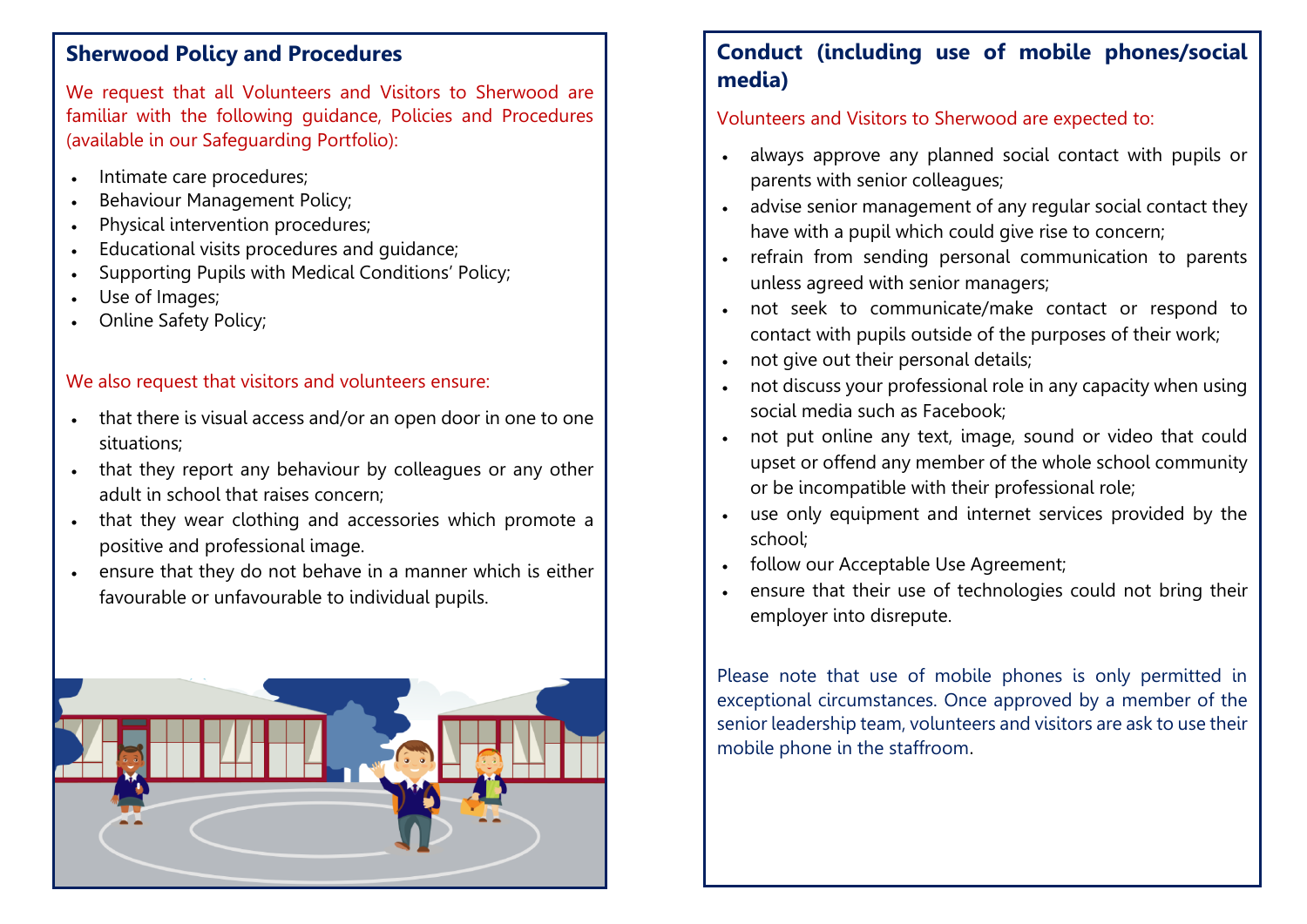## Sherwood Policy and Procedures

We request that all Volunteers and Visitors to Sherwood are familiar with the following guidance, Policies and Procedures (available in our Safeguarding Portfolio):

- Intimate care procedures;
- Behaviour Management Policy;
- Physical intervention procedures;
- Educational visits procedures and guidance;
- Supporting Pupils with Medical Conditions' Policy;
- Use of Images;
- Online Safety Policy;

We also request that visitors and volunteers ensure:

- that there is visual access and/or an open door in one to one situations;
- that they report any behaviour by colleagues or any other adult in school that raises concern;
- that they wear clothing and accessories which promote a positive and professional image.
- ensure that they do not behave in a manner which is either favourable or unfavourable to individual pupils.

## Conduct (including use of mobile phones/social media)

Volunteers and Visitors to Sherwood are expected to:

- always approve any planned social contact with pupils or parents with senior colleagues;
- advise senior management of any regular social contact they have with a pupil which could give rise to concern;
- refrain from sending personal communication to parents unless agreed with senior managers;
- not seek to communicate/make contact or respond to contact with pupils outside of the purposes of their work;
- not give out their personal details;
- not discuss your professional role in any capacity when using social media such as Facebook;
- not put online any text, image, sound or video that could upset or offend any member of the whole school community or be incompatible with their professional role;
- use only equipment and internet services provided by the school;
- follow our Acceptable Use Agreement;
- ensure that their use of technologies could not bring their employer into disrepute.

Please note that use of mobile phones is only permitted in exceptional circumstances. Once approved by a member of the senior leadership team, volunteers and visitors are ask to use their mobile phone in the staffroom.